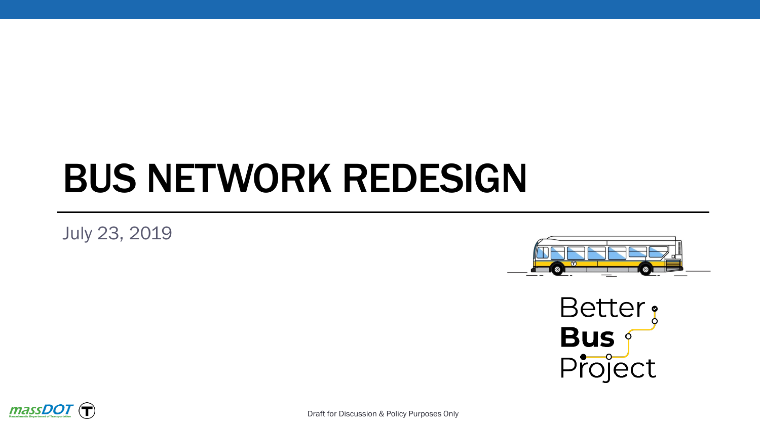# BUS NETWORK REDESIGN

July 23, 2019

Better Bus Project

Draft for Discussion & Policy Purposes Only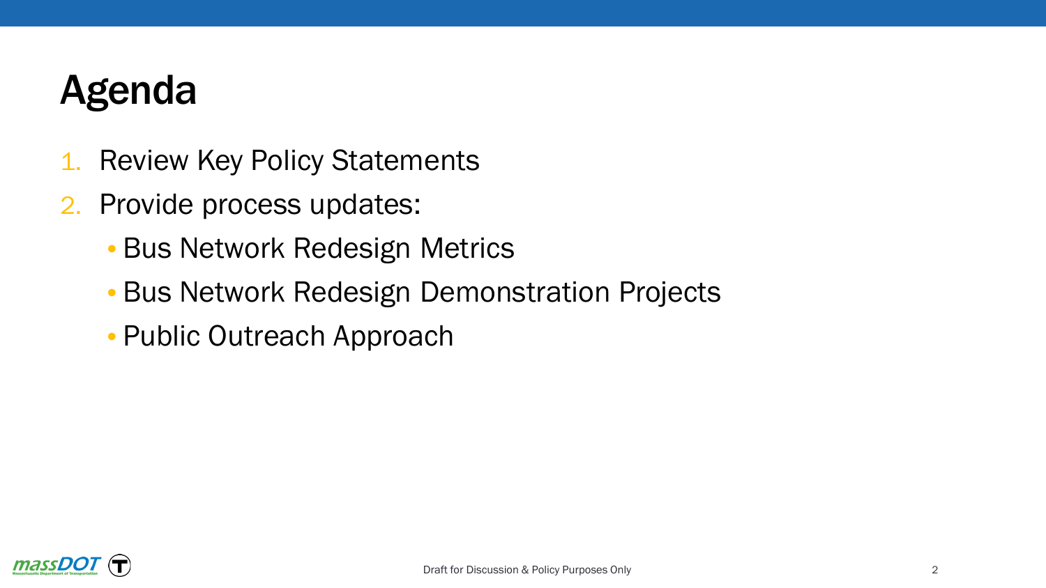# Agenda

1. Review Key Policy Statements
2. Provide process updates:
   - Bus Network Redesign Metrics
   - Bus Network Redesign Demonstration Projects
   - Public Outreach Approach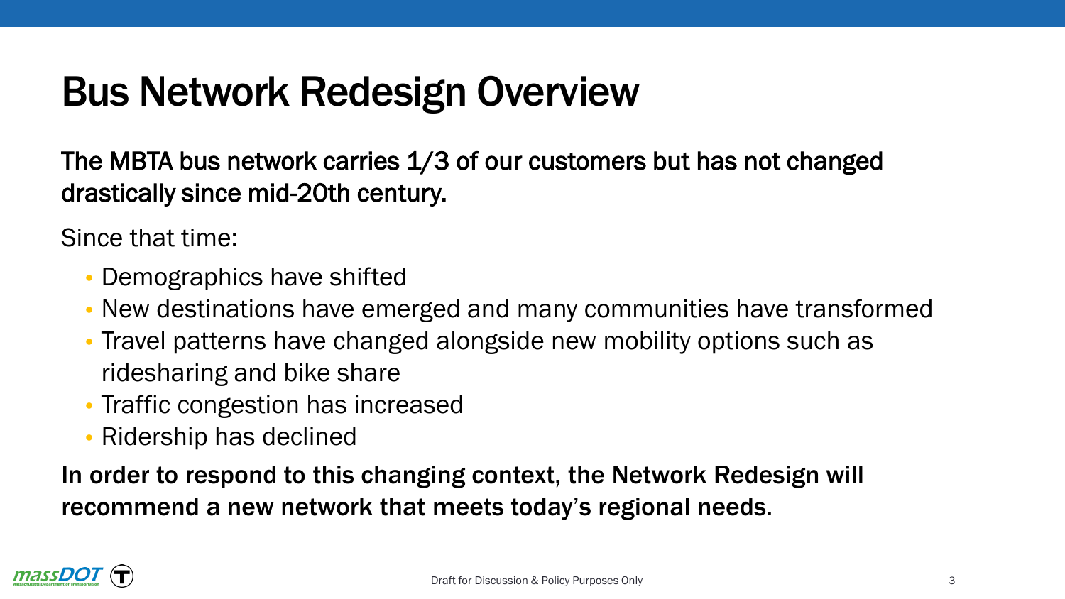# Bus Network Redesign Overview

The MBTA bus network carries 1/3 of our customers but has not changed drastically since mid-20th century.

Since that time:

- Demographics have shifted
- New destinations have emerged and many communities have transformed
- Travel patterns have changed alongside new mobility options such as ridesharing and bike share
- Traffic congestion has increased
- Ridership has declined

**In order to respond to this changing context, the Network Redesign will recommend a new network that meets today's regional needs.**

Draft for Discussion & Policy Purposes Only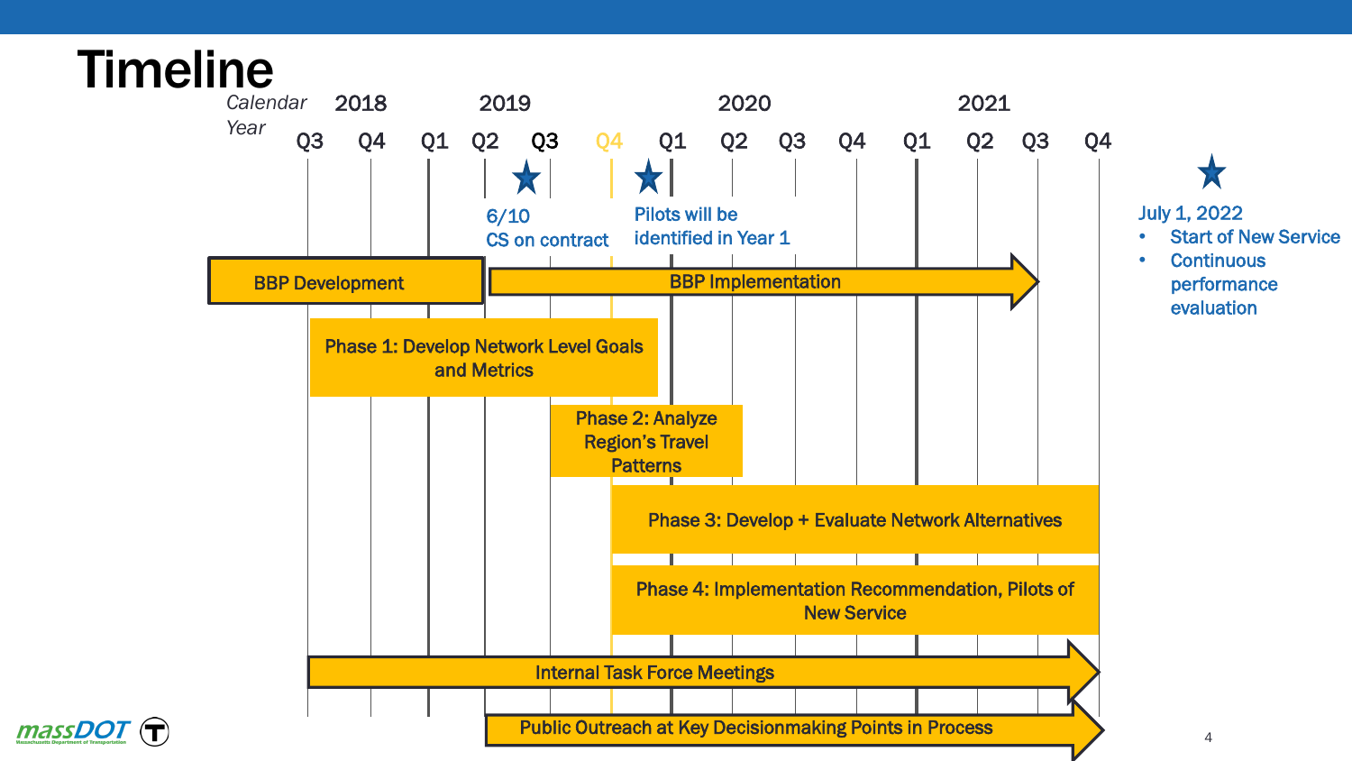# Timeline

*Calendar Year*

| 2018 | | 2019 | | | | 2020 | | | | 2021 | | | |
|---|---|---|---|---|---|---|---|---|---|---|---|---|---|
| Q3 | Q4 | Q1 | Q2 | Q3 | Q4 | Q1 | Q2 | Q3 | Q4 | Q1 | Q2 | Q3 | Q4 |

★ 6/10 CS on contract

★ Pilots will be identified in Year 1

- BBP Development
- BBP Implementation
- Phase 1: Develop Network Level Goals and Metrics
- Phase 2: Analyze Region's Travel Patterns
- Phase 3: Develop + Evaluate Network Alternatives
- Phase 4: Implementation Recommendation, Pilots of New Service
- Internal Task Force Meetings
- Public Outreach at Key Decisionmaking Points in Process

★ July 1, 2022

- Start of New Service
- Continuous performance evaluation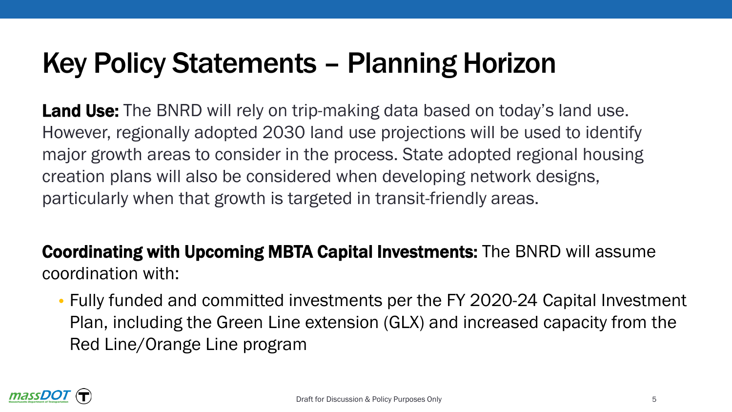# Key Policy Statements – Planning Horizon

**Land Use:** The BNRD will rely on trip-making data based on today's land use. However, regionally adopted 2030 land use projections will be used to identify major growth areas to consider in the process. State adopted regional housing creation plans will also be considered when developing network designs, particularly when that growth is targeted in transit-friendly areas.

**Coordinating with Upcoming MBTA Capital Investments:** The BNRD will assume coordination with:

- Fully funded and committed investments per the FY 2020-24 Capital Investment Plan, including the Green Line extension (GLX) and increased capacity from the Red Line/Orange Line program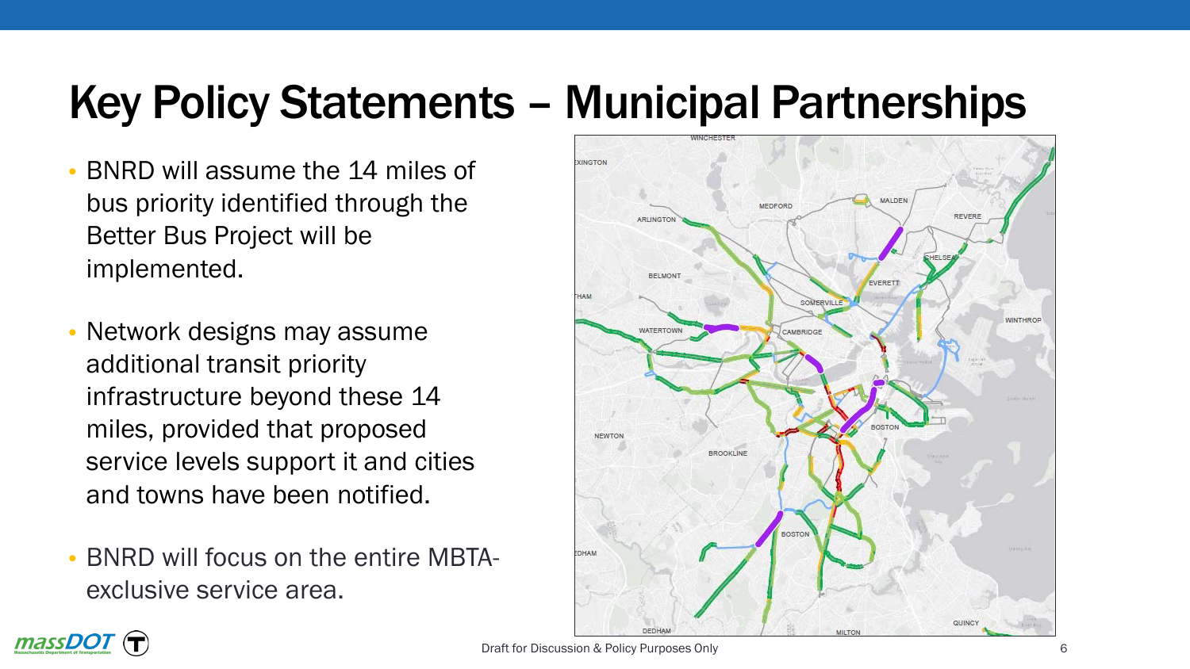# Key Policy Statements – Municipal Partnerships

- BNRD will assume the 14 miles of bus priority identified through the Better Bus Project will be implemented.
- Network designs may assume additional transit priority infrastructure beyond these 14 miles, provided that proposed service levels support it and cities and towns have been notified.
- BNRD will focus on the entire MBTA-exclusive service area.

Draft for Discussion & Policy Purposes Only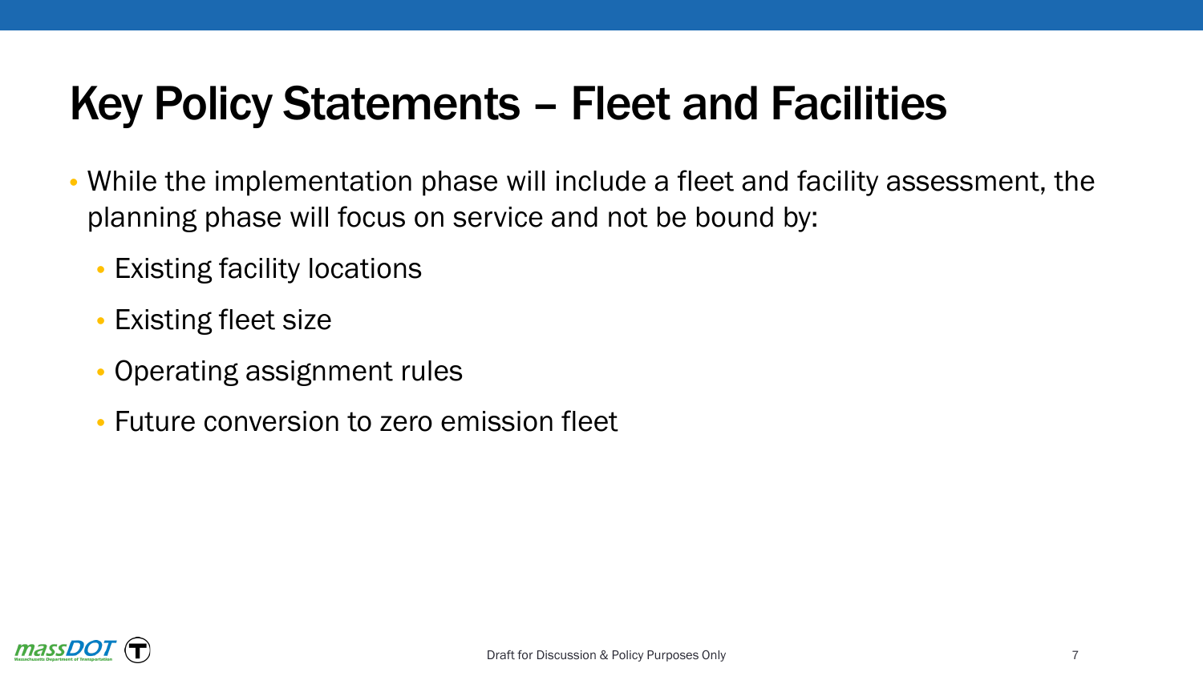# Key Policy Statements – Fleet and Facilities

- While the implementation phase will include a fleet and facility assessment, the planning phase will focus on service and not be bound by:
  - Existing facility locations
  - Existing fleet size
  - Operating assignment rules
  - Future conversion to zero emission fleet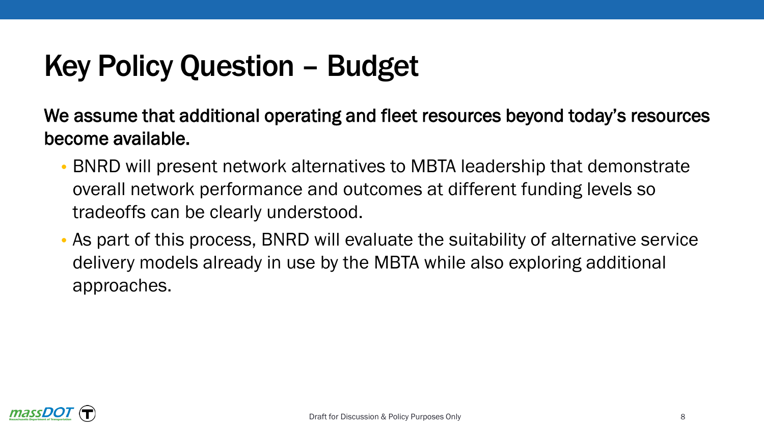# Key Policy Question – Budget

**We assume that additional operating and fleet resources beyond today's resources become available.**

- BNRD will present network alternatives to MBTA leadership that demonstrate overall network performance and outcomes at different funding levels so tradeoffs can be clearly understood.
- As part of this process, BNRD will evaluate the suitability of alternative service delivery models already in use by the MBTA while also exploring additional approaches.

Draft for Discussion & Policy Purposes Only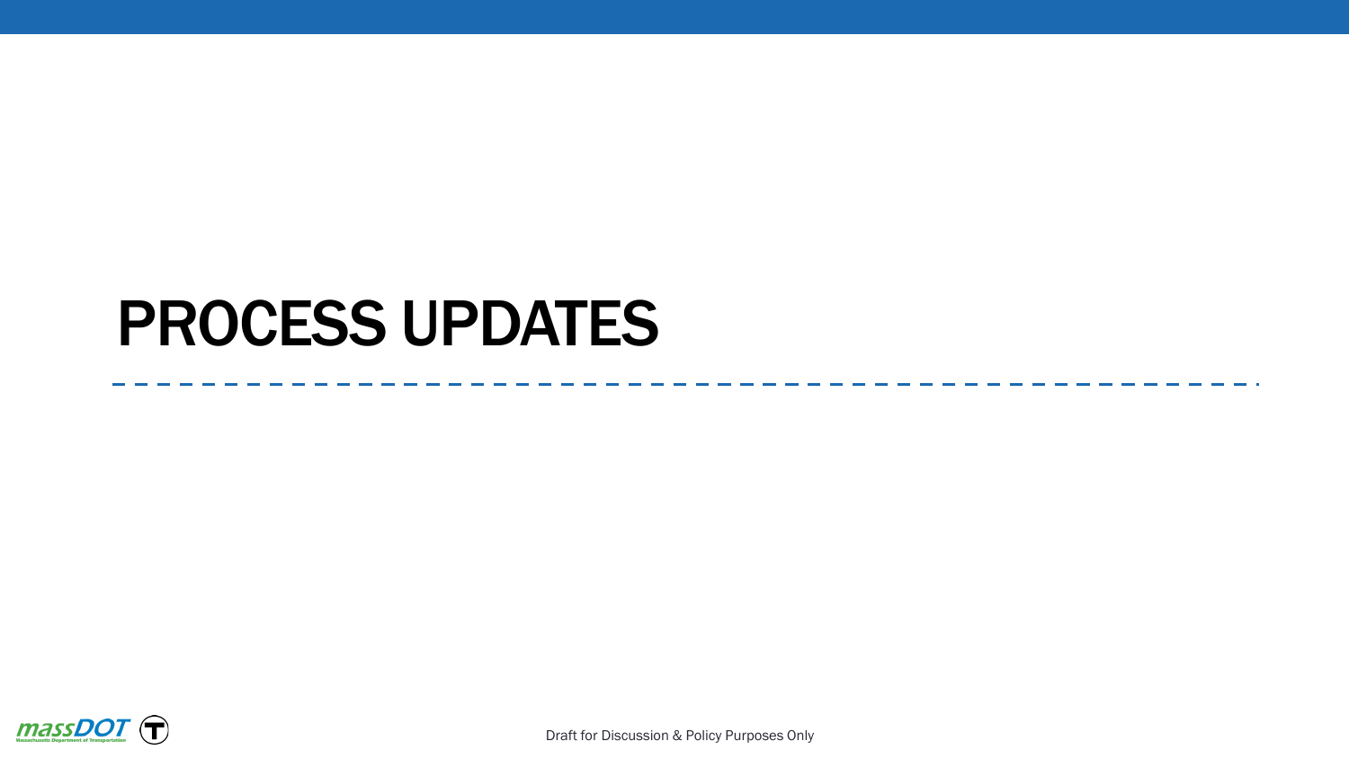# PROCESS UPDATES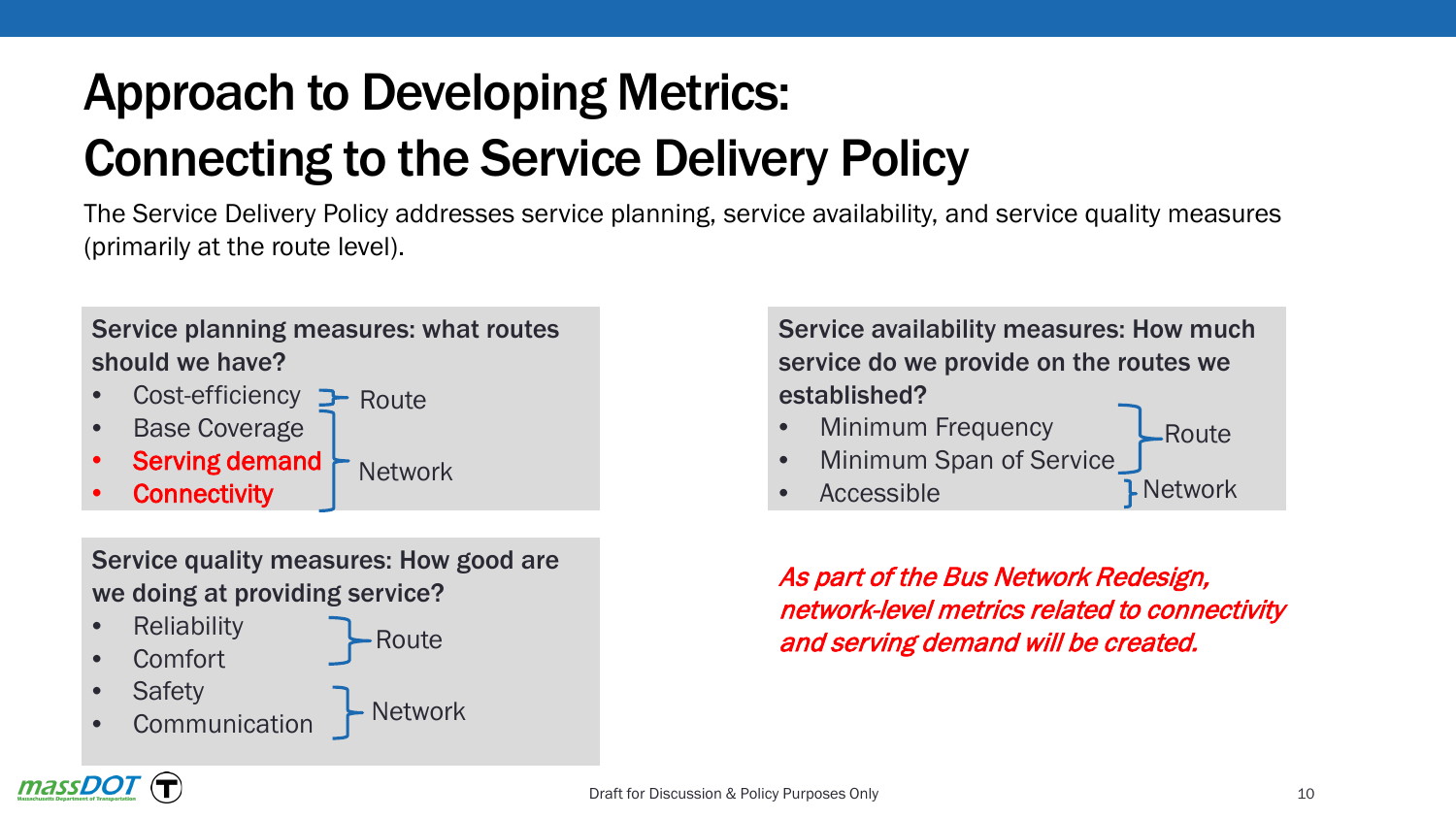# Approach to Developing Metrics: Connecting to the Service Delivery Policy

The Service Delivery Policy addresses service planning, service availability, and service quality measures (primarily at the route level).

**Service planning measures: what routes should we have?**

- Cost-efficiency — Route
- Base Coverage
- **Serving demand**
- **Connectivity**

(Base Coverage, Serving demand, Connectivity — Network)

**Service quality measures: How good are we doing at providing service?**

- Reliability
- Comfort

(Reliability, Comfort — Route)

- Safety
- Communication

(Safety, Communication — Network)

**Service availability measures: How much service do we provide on the routes we established?**

- Minimum Frequency
- Minimum Span of Service

(Minimum Frequency, Minimum Span of Service — Route)

- Accessible — Network

*As part of the Bus Network Redesign, network-level metrics related to connectivity and serving demand will be created.*

Draft for Discussion & Policy Purposes Only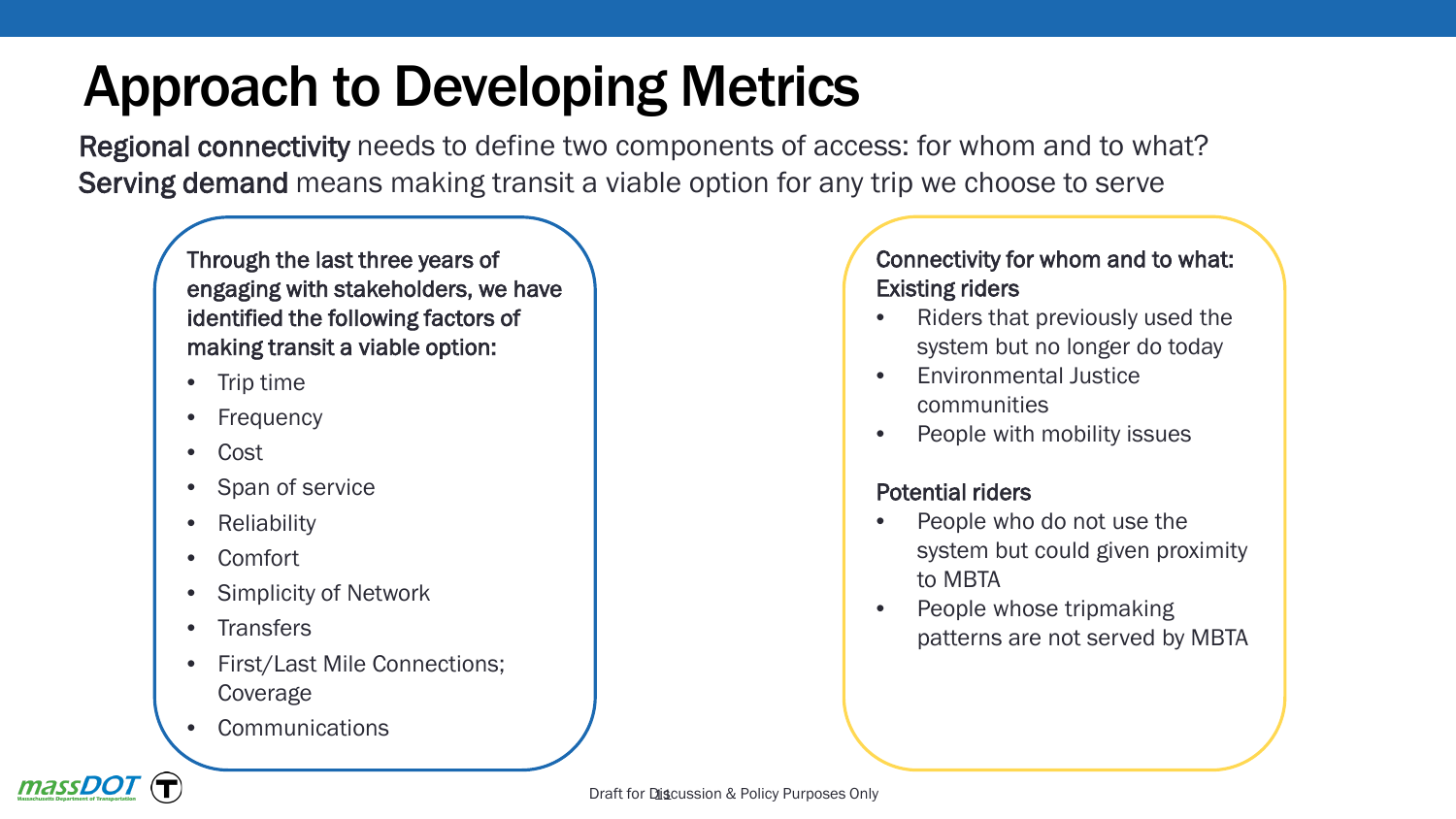# Approach to Developing Metrics

**Regional connectivity** needs to define two components of access: for whom and to what?
**Serving demand** means making transit a viable option for any trip we choose to serve

Through the last three years of engaging with stakeholders, we have identified the following factors of making transit a viable option:

- Trip time
- Frequency
- Cost
- Span of service
- Reliability
- Comfort
- Simplicity of Network
- Transfers
- First/Last Mile Connections; Coverage
- Communications

Connectivity for whom and to what:
Existing riders

- Riders that previously used the system but no longer do today
- Environmental Justice communities
- People with mobility issues

Potential riders

- People who do not use the system but could given proximity to MBTA
- People whose tripmaking patterns are not served by MBTA

Draft for Discussion & Policy Purposes Only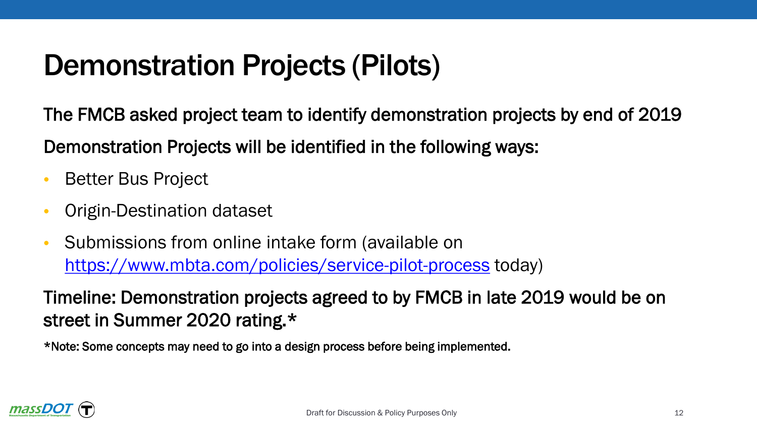# Demonstration Projects (Pilots)

The FMCB asked project team to identify demonstration projects by end of 2019

Demonstration Projects will be identified in the following ways:

- Better Bus Project
- Origin-Destination dataset
- Submissions from online intake form (available on https://www.mbta.com/policies/service-pilot-process today)

Timeline: Demonstration projects agreed to by FMCB in late 2019 would be on street in Summer 2020 rating.*

*Note: Some concepts may need to go into a design process before being implemented.

Draft for Discussion & Policy Purposes Only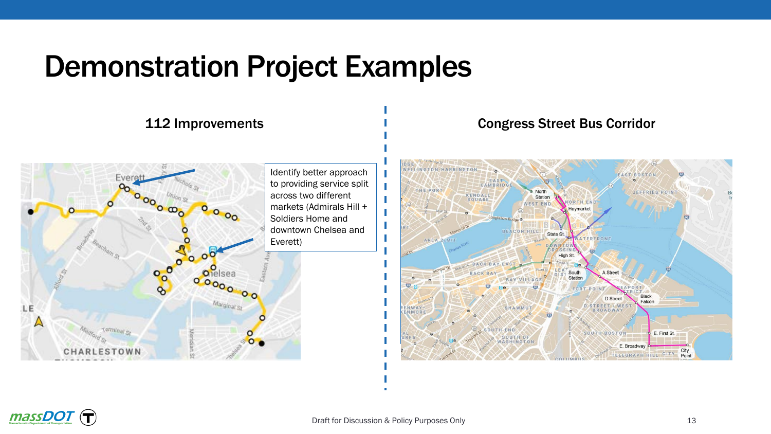# Demonstration Project Examples

## 112 Improvements

Identify better approach to providing service split across two different markets (Admirals Hill + Soldiers Home and downtown Chelsea and Everett)

## Congress Street Bus Corridor

Draft for Discussion & Policy Purposes Only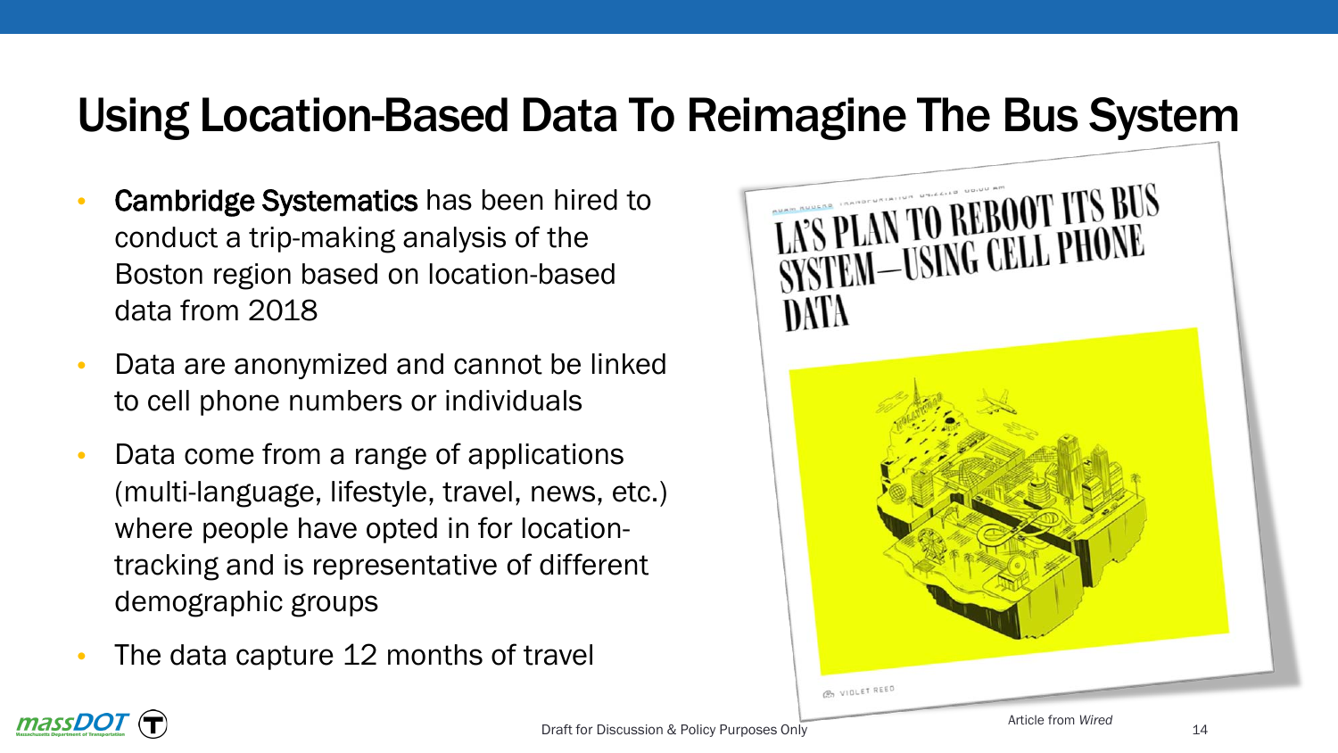# Using Location-Based Data To Reimagine The Bus System

- **Cambridge Systematics** has been hired to conduct a trip-making analysis of the Boston region based on location-based data from 2018
- Data are anonymized and cannot be linked to cell phone numbers or individuals
- Data come from a range of applications (multi-language, lifestyle, travel, news, etc.) where people have opted in for location-tracking and is representative of different demographic groups
- The data capture 12 months of travel

LA'S PLAN TO REBOOT ITS BUS SYSTEM—USING CELL PHONE DATA

Article from *Wired*

Draft for Discussion & Policy Purposes Only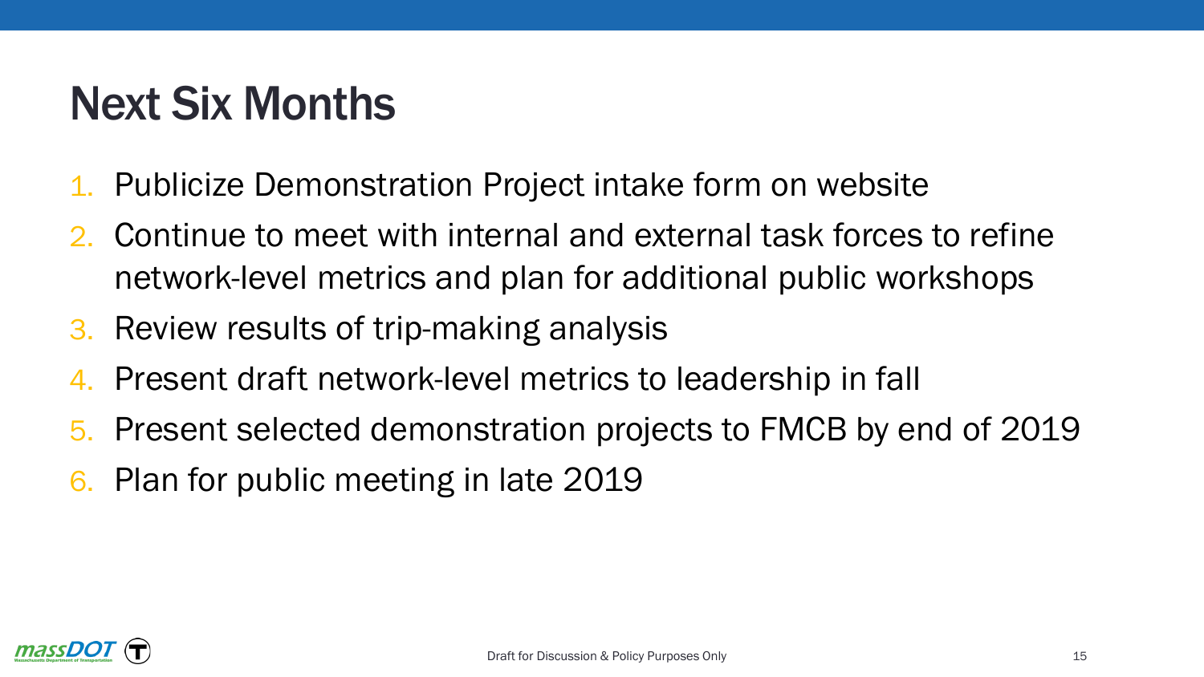# Next Six Months

1. Publicize Demonstration Project intake form on website
2. Continue to meet with internal and external task forces to refine network-level metrics and plan for additional public workshops
3. Review results of trip-making analysis
4. Present draft network-level metrics to leadership in fall
5. Present selected demonstration projects to FMCB by end of 2019
6. Plan for public meeting in late 2019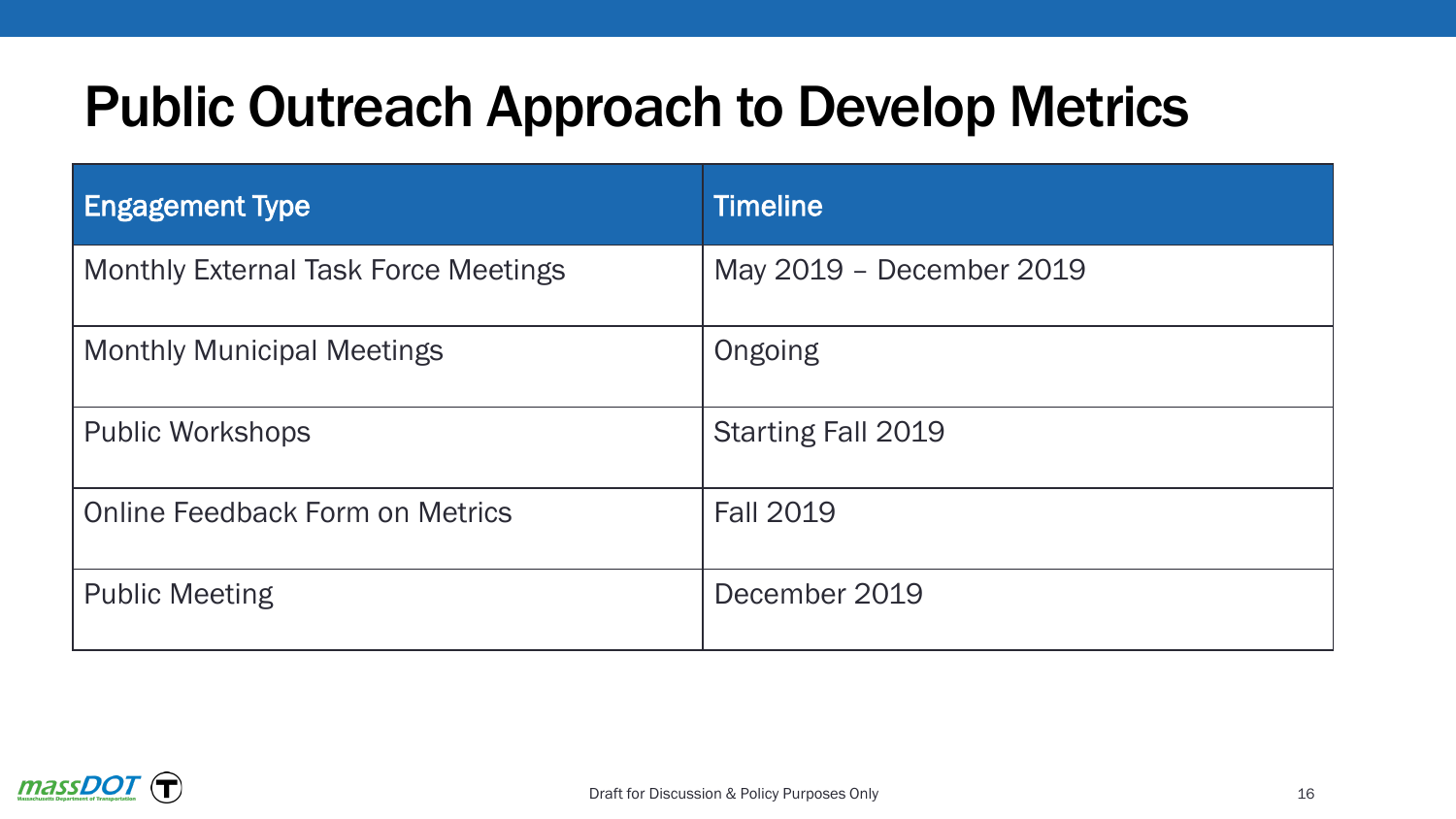# Public Outreach Approach to Develop Metrics

| Engagement Type | Timeline |
| --- | --- |
| Monthly External Task Force Meetings | May 2019 – December 2019 |
| Monthly Municipal Meetings | Ongoing |
| Public Workshops | Starting Fall 2019 |
| Online Feedback Form on Metrics | Fall 2019 |
| Public Meeting | December 2019 |

Draft for Discussion & Policy Purposes Only